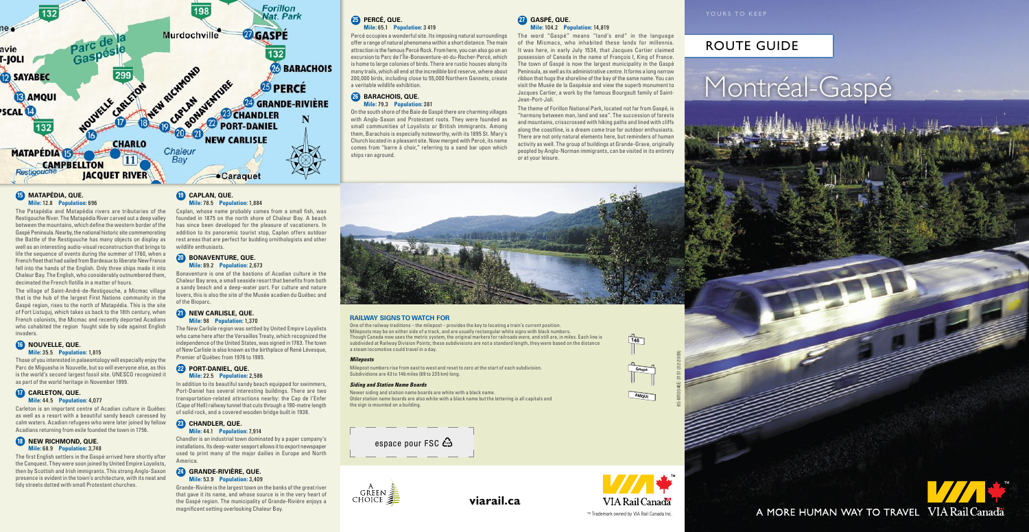# ROUTE GUIDE

# Montréal-Gaspé

YOURS TO KEEP

## 15 MATAPÉDIA, QUE.

**Mile:** 12.8 **Population:** 696

The Patapédia and Matapédia rivers are tributaries of the Restigouche River. The Matapédia River carved out a deep valley between the mountains, which define the western border of the Gaspé Peninsula. Nearby, the national historic site commemorating the Battle of the Restigouche has many objects on display as well as an interesting audio-visual reconstruction that brings to life the sequence of events during the summer of 1760, when a French fleet that had sailed from Bordeaux to liberate New France fell into the hands of the English. Only three ships made it into Chaleur Bay. The English, who considerably outnumbered them, decimated the French flotilla in a matter of hours.

The village of Saint-André-de-Restigouche, a Micmac village that is the hub of the largest First Nations community in the Gaspé region, rises to the north of Matapédia. This is the site of Fort Listuguj, which takes us back to the 18th century, when French colonists, the Micmac and recently deported Acadians who cohabited the region fought side by side against English invaders.

## 16 NOUVELLE, QUE.

**Mile:** 35.5 **Population:** 1,815

Those of you interested in palaeontology will especially enjoy the Parc de Miguasha in Nouvelle, but so will everyone else, as this is the world's second largest fossil site. UNESCO recognized it as part of the world heritage in November 1999.

## 17 CARLETON, QUE.

**Mile:** 44.5 **Population:** 4,077

Carleton is an important centre of Acadian culture in Québec as well as a resort with a beautiful sandy beach caressed by calm waters. Acadian refugees who were later joined by fellow Acadians returning from exile founded the town in 1756.

## 18 NEW RICHMOND, QUE.

**Mile:** 68.9 **Population:** 3,748

The first English settlers in the Gaspé arrived here shortly after the Conquest. They were soon joined by United Empire Loyalists, then by Scottish and Irish immigrants. This strong Anglo-Saxon presence is evident in the town's architecture, with its neat and tidy streets dotted with small Protestant churches.

## 19 CAPLAN, QUE.

**Mile:** 78.5 **Population:** 1,884

Caplan, whose name probably comes from a small fish, was founded in 1875 on the north shore of Chaleur Bay. A beach has since been developed for the pleasure of vacationers. In addition to its panoramic tourist stop, Caplan offers outdoor rest areas that are perfect for budding ornithologists and other wildlife enthusiasts.

## 20 BONAVENTURE, QUE.

**Mile:** 89.2 **Population:** 2,673

Bonaventure is one of the bastions of Acadian culture in the Chaleur Bay area, a small seaside resort that benefits from both a sandy beach and a deep-water port. For culture and nature lovers, this is also the site of the Musée acadien du Québec and of the Bioparc.

## 21 NEW CARLISLE, QUE.

**Mile:** 98 **Population:** 1,370

The New Carlisle region was settled by United Empire Loyalists who came here after the Versailles Treaty, which recognized the independence of the United States, was signed in 1783. The town of New Carlisle is also known as the birthplace of René Lévesque, Premier of Québec from 1976 to 1985.

## 22 PORT-DANIEL, QUE.

**Mile:** 22.5 **Population:** 2,586

In addition to its beautiful sandy beach equipped for swimmers, Port-Daniel has several interesting buildings. There are two transportation-related attractions nearby: the Cap de l'Enfer (Cape of Hell) railway tunnel that cuts through a 190-metre length of solid rock, and a covered wooden bridge built in 1938.

## 23 CHANDLER, QUE.

**Mile:** 44.1 **Population:** 7,914

Chandler is an industrial town dominated by a paper company's installations. Its deep-water seaport allows it to export newspaper used to print many of the major dailies in Europe and North America.

## 24 GRANDE-RIVIÈRE, QUE.

**Mile:** 53.9 **Population:** 3,409

Grande-Rivière is the largest town on the banks of the great river that gave it its name, and whose source is in the very heart of the Gaspé region. The municipality of Grande-Rivière enjoys a magnificent setting overlooking Chaleur Bay.

## 25 PERCÉ, QUE.

**Mile:** 65.1 **Population:** 3 419

Percé occupies a wonderful site. Its imposing natural surroundings offer a range of natural phenomena within a short distance. The main attraction is the famous Percé Rock. From here, you can also go on an excursion to Parc de l'Île-Bonaventure-et-du-Rocher-Percé, which is home to large colonies of birds. There are rustic houses along its many trails, which all end at the incredible bird reserve, where about 200,000 birds, including close to 55,000 Northern Gannets, create a veritable wildlife exhibition.

## 26 BARACHOIS, QUE.

**Mile:** 79.3 **Population:** 381

On the south shore of the Baie de Gaspé there are charming villages with Anglo-Saxon and Protestant roots. They were founded as small communities of Loyalists or British immigrants. Among them, Barachois is especially noteworthy, with its 1895 St. Mary's Church located in a pleasant site. Now merged with Percé, its name comes from "barre à choir," referring to a sand bar upon which ships ran aground.

## 27 GASPÉ, QUE.

**Mile:** 104.2 **Population:** 14,819

The word "Gaspé" means "land's end" in the language of the Micmacs, who inhabited these lands for millennia. It was here, in early July 1534, that Jacques Cartier claimed possession of Canada in the name of François I, King of France. The town of Gaspé is now the largest municipality in the Gaspé Peninsula, as well as its administrative centre. It forms a long narrow ribbon that hugs the shoreline of the bay of the same name. You can visit the Musée de la Gaspésie and view the superb monument to Jacques Cartier, a work by the famous Bourgault family of Saint-Jean-Port-Joli.

The theme of Forillon National Park, located not far from Gaspé, is "harmony between man, land and sea". The succession of forests and mountains, crisscrossed with hiking paths and lined with cliffs along the coastline, is a dream come true for outdoor enthusiasts. There are not only natural elements here, but reminders of human activity as well. The group of buildings at Grande-Grave, originally peopled by Anglo-Norman immigrants, can be visited in its entirety or at your leisure.

## RAILWAY SIGNS TO WATCH FOR

One of the railway traditions – the milepost – provides the key to locating a train's current position. Mileposts may be on either side of a track, and are usually rectangular white signs with black numbers. Though Canada now uses the metric system, the original markers for railroads were, and still are, in miles. Each line is subdivided at Railway Division Points; these subdivisions are not a standard length, they were based on the distance a steam locomotive could travel in a day.

### *Mileposts*

Milepost numbers rise from east to west and reset to zero at the start of each subdivision. Subdivisions are 43 to 146 miles (69 to 235 km) long.

### *Siding and Station Name Boards*

Newer siding and station name boards are white with a black name. Older station name boards are also white with a black name but the lettering is all capitals and the sign is mounted on a building.

espace pour FSC

A GREEN CHOICE

**viarail.ca**

VIA Rail Canada

™ Trademark owned by VIA Rail Canada Inc.

A MORE HUMAN WAY TO TRAVEL VIA Rail Canada

85-M004AE-3151 (02-2009)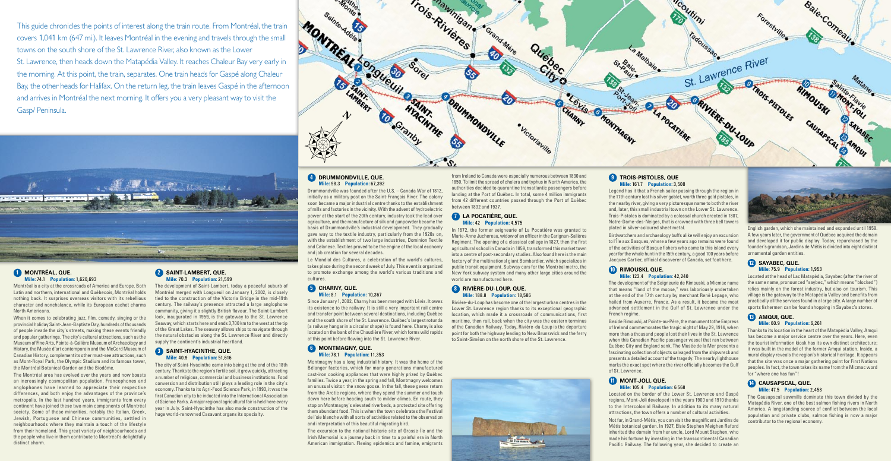This guide chronicles the points of interest along the train route. From Montréal, the train covers 1,041 km (647 mi.). It leaves Montréal in the evening and travels through the small towns on the south shore of the St. Lawrence River, also known as the Lower St. Lawrence, then heads down the Matapédia Valley. It reaches Chaleur Bay very early in the morning. At this point, the train, separates. One train heads for Gaspé along Chaleur Bay, the other heads for Halifax. On the return leg, the train leaves Gaspé in the afternoon and arrives in Montréal the next morning. It offers you a very pleasant way to visit the Gasp/ Peninsula.

### 1 MONTRÉAL, QUE.

**Mile:** 74.1 **Population:** 1,620,693

Montréal is a city at the crossroads of America and Europe. Both Latin and northern, international and Québécois, Montréal holds nothing back. It surprises overseas visitors with its rebellious character and nonchalance, while its European cachet charms North Americans.

When it comes to celebrating jazz, film, comedy, singing or the provincial holiday Saint-Jean-Baptiste Day, hundreds of thousands of people invade the city's streets, making these events friendly and popular gatherings. The city's cultural attractions, such as the Museum of Fine Arts, Pointe-à-Callière Museum of Archaeology and History, the Musée d'art contemporain and the McCord Museum of Canadian History, complement its other must-see attractions, such as Mont-Royal Park, the Olympic Stadium and its famous tower, the Montréal Botanical Garden and the Biodôme.

The Montréal area has evolved over the years and now boasts an increasingly cosmopolitan population. Francophones and anglophones have learned to appreciate their respective differences, and both enjoy the advantages of the province's metropolis. In the last hundred years, immigrants from every continent have joined these two main components of Montréal society. Some of these minorities, notably the Italian, Greek, Jewish, Portuguese and Chinese communities, settled in neighbourhoods where they maintain a touch of the lifestyle from their homeland. This great variety of neighbourhoods and the people who live in them contribute to Montréal's delightfully distinct charm.

### 2 SAINT-LAMBERT, QUE.

**Mile:** 70.3 **Population:** 21,599

The development of Saint-Lambert, today a peaceful suburb of Montréal merged with Longueuil on January 1, 2002, is closely tied to the construction of the Victoria Bridge in the mid-19th century. The railway's presence attracted a large anglophone community, giving it a slightly British flavour. The Saint-Lambert lock, inaugurated in 1959, is the gateway to the St. Lawrence Seaway, which starts here and ends 3,700 km to the west at the tip of the Great Lakes. The seaway allows ships to navigate through the natural obstacles along the St. Lawrence River and directly supply the continent's industrial heartland.

### 3 SAINT-HYACINTHE, QUE.

**Mile:** 40.9 **Population:** 51,616

The city of Saint-Hyacinthe came into being at the end of the 18th century. Thanks to the region's fertile soil, it grew quickly, attracting a number of religious, commercial and business institutions. Food conversion and distribution still plays a leading role in the city's economy. Thanks to its Agri-Food Science Park, in 1993, it was the first Canadian city to be inducted into the International Association of Science Parks. A major regional agricultural fair is held here every year in July. Saint-Hyacinthe has also made construction of the huge world-renowned Casavant organs its specialty.

### 4 DRUMMONDVILLE, QUE.

**Mile:** 98.3 **Population:** 67,392

Drummondville was founded after the U.S. – Canada War of 1812, initially as a military post on the Saint-François River. The colony soon became a major industrial centre thanks to the establishment of mills and factories in the vicinity. With the advent of hydroelectric power at the start of the 20th century, industry took the lead over agriculture, and the manufacture of silk and gunpowder became the basis of Drummondville's industrial development. They gradually gave way to the textile industry, particularly from the 1920s on, with the establishment of two large industries, Dominion Textile and Celanese. Textiles proved to be the engine of the local economy and job creation for several decades.

Le Mondial des Cultures, a celebration of the world's cultures, takes place during the second week of July. This event is organized to promote exchange among the world's various traditions and cultures.

### 5 CHARNY, QUE.

**Mile:** 8.1 **Population:** 10,367

Since January 1, 2002, Charny has been merged with Lévis. It owes its existence to the railway. It is still a very important rail centre and transfer point between several destinations, including Québec and the south shore of the St. Lawrence. Québec's largest rotunda (a railway hangar in a circular shape) is found here. Charny is also located on the bank of the Chaudière River, which forms wild rapids at this point before flowing into the St. Lawrence River.

### 6 MONTMAGNY, QUE.

**Mile:** 78.1 **Population:** 11,353

Montmagny has a long industrial history. It was the home of the Bélanger factories, which for many generations manufactured cast-iron cooking appliances that were highly prized by Québec families. Twice a year, in the spring and fall, Montmagny welcomes an unusual visitor: the snow goose. In the fall, these geese return from the Arctic regions, where they spend the summer and touch down here before heading south to milder climes. En route, they stop on Montmagny's elevated riverbeds, a protected site offering them abundant food. This is when the town celebrates the Festival de l'oie blanche with all sorts of activities related to the observation and interpretation of this beautiful migrating bird.

The excursion to the national historic site of Grosse-Île and the Irish Memorial is a journey back in time to a painful era in North American immigration. Fleeing epidemics and famine, emigrants from Ireland to Canada were especially numerous between 1830 and 1850. To limit the spread of cholera and typhus in North America, the authorities decided to quarantine transatlantic passengers before landing at the Port of Québec. In total, some 4 million immigrants from 42 different countries passed through the Port of Québec between 1832 and 1937.

### 7 LA POCATIÈRE, QUE.

**Mile:** 42 **Population:** 4,575

In 1672, the former seigneurie of La Pocatière was granted to Marie-Anne Juchereau, widow of an officer in the Carignan-Salières Regiment. The opening of a classical college in 1827, then the first agricultural school in Canada in 1859, transformed this market town into a centre of post-secondary studies. Also found here is the main factory of the multinational giant Bombardier, which specializes in public transit equipment. Subway cars for the Montréal metro, the New York subway system and many other large cities around the world are manufactured here.

### 8 RIVIÈRE-DU-LOUP, QUE.

**Mile:** 188.8 **Population:** 18,586

Rivière-du-Loup has become one of the largest urban centres in the Lower St. Lawrence region thanks to its exceptional geographic location, which made it a crossroads of communications, first maritime, then rail, back when the city was the eastern terminus of the Canadian Railway. Today, Rivière-du-Loup is the departure point for both the highway leading to New Brunswick and the ferry to Saint-Siméon on the north shore of the St. Lawrence.

### 9 TROIS-PISTOLES, QUE

**Mile:** 161.7 **Population:** 3,500

Legend has it that a French sailor passing through the region in the 17th century lost his silver goblet, worth three gold pistoles, in the nearby river, giving a very picturesque name to both the river and, later, this small industrial town on the Lower St. Lawrence. Trois-Pistoles is dominated by a colossal church erected in 1887, Notre-Dame-des-Neiges, that is crowned with three bell towers plated in silver-coloured sheet metal.

Birdwatchers and archaeology buffs alike will enjoy an excursion to l'Île aux Basques, where a few years ago remains were found of the activities of Basque fishers who came to this island every year for the whale hunt in the 15th century, a good 100 years before Jacques Cartier, official discoverer of Canada, set foot here.

### 10 RIMOUSKI, QUE.

**Mile:** 123.4 **Population:** 42,240

The development of the Seigneurie de Rimouski, a Micmac name that means "land of the moose," was laboriously undertaken at the end of the 17th century by merchant René Lepage, who hailed from Auxerre, France. As a result, it became the most advanced settlement in the Gulf of St. Lawrence under the French regime.

Beside Rimouski, at Pointe-au-Père, the monument to the Empress of Ireland commemorates the tragic night of May 29, 1914, when more than a thousand people lost their lives in the St. Lawrence when this Canadian Pacific passenger vessel that ran between Québec City and England sank. The Musée de la Mer presents a fascinating collection of objects salvaged from the shipwreck and presents a detailed account of the tragedy. The nearby lighthouse marks the exact spot where the river officially becomes the Gulf of St. Lawrence.

### 11 MONT-JOLI, QUE.

**Mile:** 105.4 **Population:** 6 568

Located on the border of the Lower St. Lawrence and Gaspé regions, Mont-Joli developed in the years 1900 and 1910 thanks to the Intercolonial Railway. In addition to its many natural attractions, the town offers a number of cultural activities.

Not far, in Grand-Métis, you can visit the magnificent Jardins de Métis botanical garden. In 1927, Elsie Stephen Meighen Reford inherited the domain from her uncle, Lord Mount Stephen, who made his fortune by investing in the transcontinental Canadian Pacific Railway. The following year, she decided to create an English garden, which she maintained and expanded until 1959. A few years later, the government of Québec acquired the domain and developed it for public display. Today, repurchased by the founder's grandson, Jardins de Métis is divided into eight distinct ornamental garden entities.

### 12 SAYABEC, QUE.

**Mile:** 75.9 **Population:** 1,953

Located at the head of Lac Matapédia, Sayabec (after the river of the same name, pronounced "saybec," which means "blocked") relies mainly on the forest industry, but also on tourism. This village is the gateway to the Matapédia Valley and benefits from practically all the services found in a large city. A large number of sports fishermen can be found shopping in Sayabec's stores.

### 13 AMQUI, QUE.

**Mile:** 60.9 **Population:** 6,261

Thanks to its location in the heart of the Matapédia Valley, Amqui has become a major service centre over the years. Here, even the tourist information kiosk has its own distinct architecture; it was built in the model of the former Amqui station. Inside, a mural display reveals the region's historical heritage. It appears that the site was once a major gathering point for First Nations peoples. In fact, the town takes its name from the Micmac word for "where one has fun"!

### 14 CAUSAPSCAL, QUE.

**Mile:** 47.5 **Population:** 2,458

The Causapscal sawmills dominate this town divided by the Matapédia River, one of the best salmon fishing rivers in North America. A longstanding source of conflict between the local population and private clubs, salmon fishing is now a major contributor to the regional economy.